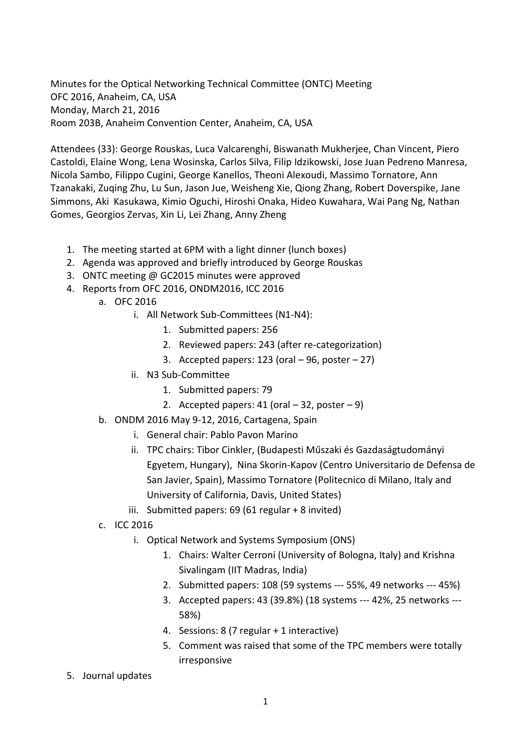Minutes for the Optical Networking Technical Committee (ONTC) Meeting
OFC 2016, Anaheim, CA, USA
Monday, March 21, 2016
Room 203B, Anaheim Convention Center, Anaheim, CA, USA

Attendees (33): George Rouskas, Luca Valcarenghi, Biswanath Mukherjee, Chan Vincent, Piero Castoldi, Elaine Wong, Lena Wosinska, Carlos Silva, Filip Idzikowski, Jose Juan Pedreno Manresa, Nicola Sambo, Filippo Cugini, George Kanellos, Theoni Alexoudi, Massimo Tornatore, Ann Tzanakaki, Zuqing Zhu, Lu Sun, Jason Jue, Weisheng Xie, Qiong Zhang, Robert Doverspike, Jane Simmons, Aki Kasukawa, Kimio Oguchi, Hiroshi Onaka, Hideo Kuwahara, Wai Pang Ng, Nathan Gomes, Georgios Zervas, Xin Li, Lei Zhang, Anny Zheng

1. The meeting started at 6PM with a light dinner (lunch boxes)
2. Agenda was approved and briefly introduced by George Rouskas
3. ONTC meeting @ GC2015 minutes were approved
4. Reports from OFC 2016, ONDM2016, ICC 2016
    a. OFC 2016
        i. All Network Sub-Committees (N1-N4):
            1. Submitted papers: 256
            2. Reviewed papers: 243 (after re-categorization)
            3. Accepted papers: 123 (oral – 96, poster – 27)
        ii. N3 Sub-Committee
            1. Submitted papers: 79
            2. Accepted papers: 41 (oral – 32, poster – 9)
    b. ONDM 2016 May 9-12, 2016, Cartagena, Spain
        i. General chair: Pablo Pavon Marino
        ii. TPC chairs: Tibor Cinkler, (Budapesti Műszaki és Gazdaságtudományi Egyetem, Hungary), Nina Skorin-Kapov (Centro Universitario de Defensa de San Javier, Spain), Massimo Tornatore (Politecnico di Milano, Italy and University of California, Davis, United States)
        iii. Submitted papers: 69 (61 regular + 8 invited)
    c. ICC 2016
        i. Optical Network and Systems Symposium (ONS)
            1. Chairs: Walter Cerroni (University of Bologna, Italy) and Krishna Sivalingam (IIT Madras, India)
            2. Submitted papers: 108 (59 systems --- 55%, 49 networks --- 45%)
            3. Accepted papers: 43 (39.8%) (18 systems --- 42%, 25 networks --- 58%)
            4. Sessions: 8 (7 regular + 1 interactive)
            5. Comment was raised that some of the TPC members were totally irresponsive
5. Journal updates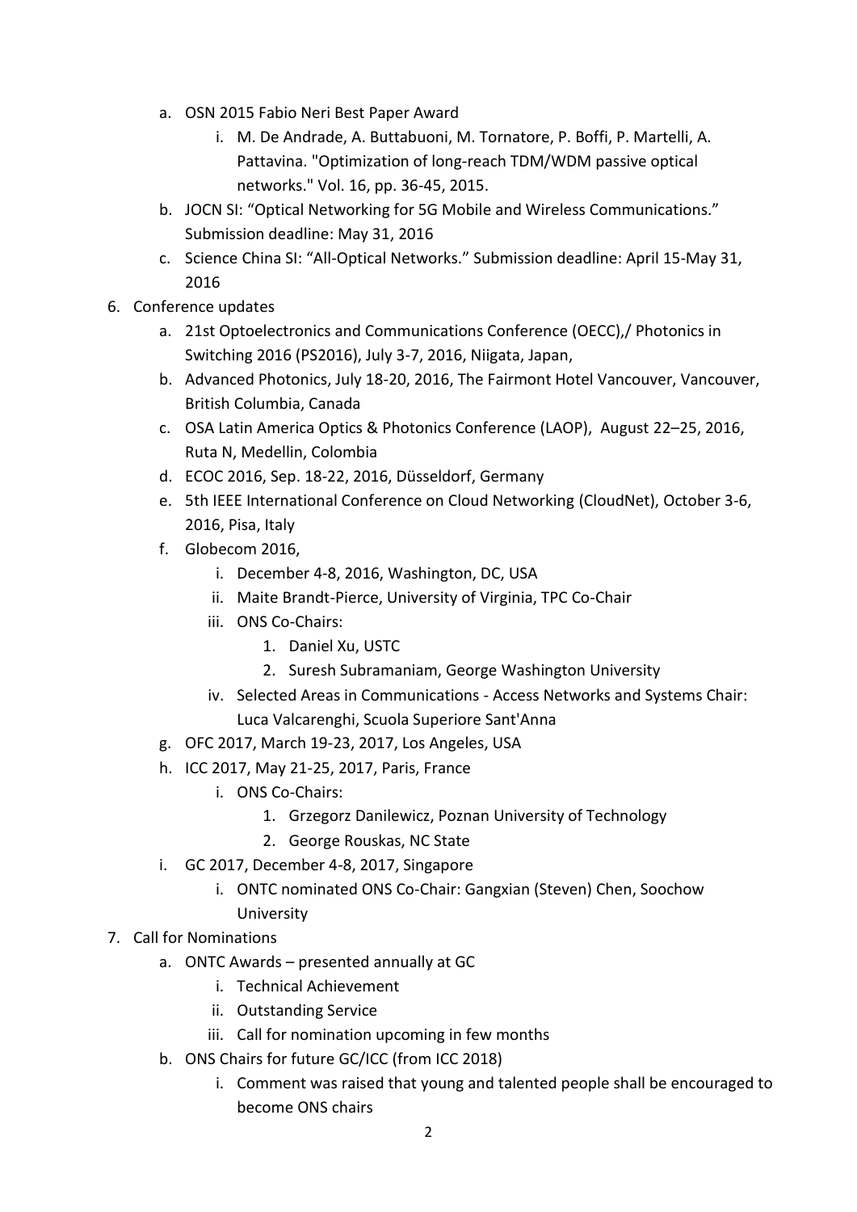a. OSN 2015 Fabio Neri Best Paper Award
      i. M. De Andrade, A. Buttabuoni, M. Tornatore, P. Boffi, P. Martelli, A. Pattavina. "Optimization of long-reach TDM/WDM passive optical networks." Vol. 16, pp. 36-45, 2015.
   b. JOCN SI: “Optical Networking for 5G Mobile and Wireless Communications.” Submission deadline: May 31, 2016
   c. Science China SI: “All-Optical Networks.” Submission deadline: April 15-May 31, 2016

6. Conference updates
   a. 21st Optoelectronics and Communications Conference (OECC),/ Photonics in Switching 2016 (PS2016), July 3-7, 2016, Niigata, Japan,
   b. Advanced Photonics, July 18-20, 2016, The Fairmont Hotel Vancouver, Vancouver, British Columbia, Canada
   c. OSA Latin America Optics & Photonics Conference (LAOP), August 22–25, 2016, Ruta N, Medellin, Colombia
   d. ECOC 2016, Sep. 18-22, 2016, Düsseldorf, Germany
   e. 5th IEEE International Conference on Cloud Networking (CloudNet), October 3-6, 2016, Pisa, Italy
   f. Globecom 2016,
      i. December 4-8, 2016, Washington, DC, USA
      ii. Maite Brandt-Pierce, University of Virginia, TPC Co-Chair
      iii. ONS Co-Chairs:
         1. Daniel Xu, USTC
         2. Suresh Subramaniam, George Washington University
      iv. Selected Areas in Communications - Access Networks and Systems Chair: Luca Valcarenghi, Scuola Superiore Sant'Anna
   g. OFC 2017, March 19-23, 2017, Los Angeles, USA
   h. ICC 2017, May 21-25, 2017, Paris, France
      i. ONS Co-Chairs:
         1. Grzegorz Danilewicz, Poznan University of Technology
         2. George Rouskas, NC State
   i. GC 2017, December 4-8, 2017, Singapore
      i. ONTC nominated ONS Co-Chair: Gangxian (Steven) Chen, Soochow University

7. Call for Nominations
   a. ONTC Awards – presented annually at GC
      i. Technical Achievement
      ii. Outstanding Service
      iii. Call for nomination upcoming in few months
   b. ONS Chairs for future GC/ICC (from ICC 2018)
      i. Comment was raised that young and talented people shall be encouraged to become ONS chairs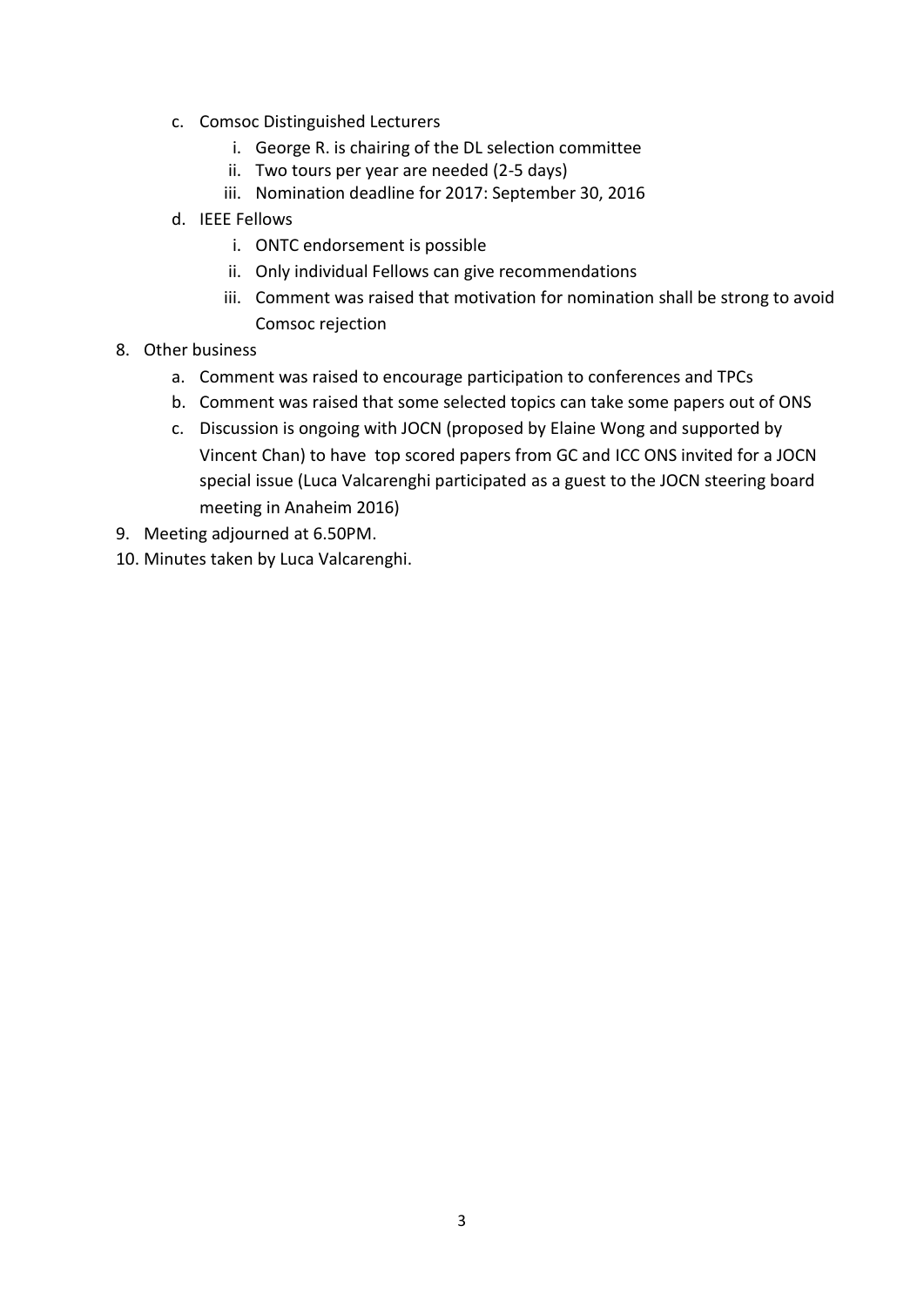c. Comsoc Distinguished Lecturers
      i. George R. is chairing of the DL selection committee
      ii. Two tours per year are needed (2-5 days)
      iii. Nomination deadline for 2017: September 30, 2016
   d. IEEE Fellows
      i. ONTC endorsement is possible
      ii. Only individual Fellows can give recommendations
      iii. Comment was raised that motivation for nomination shall be strong to avoid Comsoc rejection

8. Other business
   a. Comment was raised to encourage participation to conferences and TPCs
   b. Comment was raised that some selected topics can take some papers out of ONS
   c. Discussion is ongoing with JOCN (proposed by Elaine Wong and supported by Vincent Chan) to have top scored papers from GC and ICC ONS invited for a JOCN special issue (Luca Valcarenghi participated as a guest to the JOCN steering board meeting in Anaheim 2016)
9. Meeting adjourned at 6.50PM.
10. Minutes taken by Luca Valcarenghi.